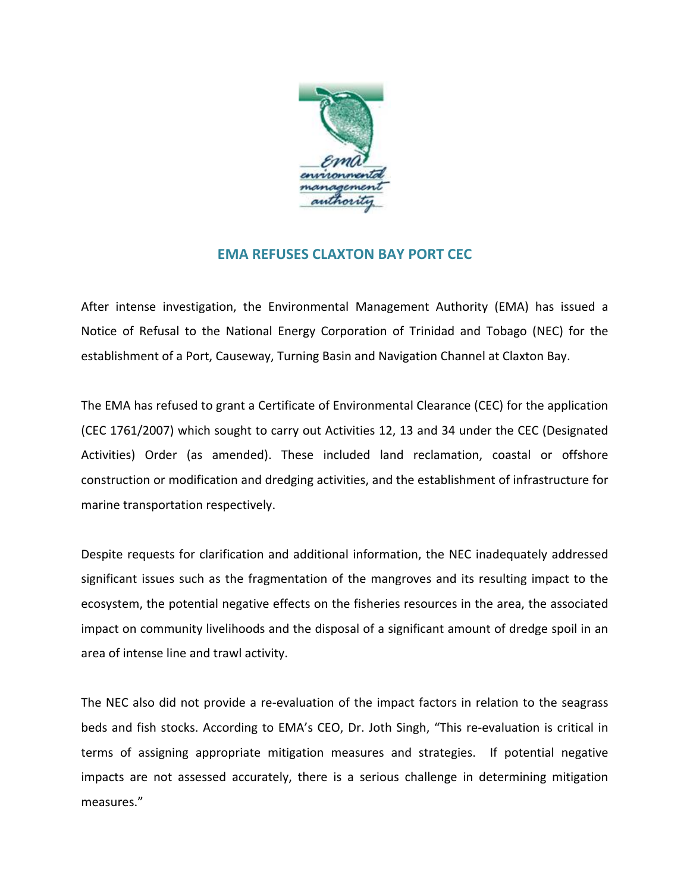# EMA REFUSES CLAXTON BAY PORT CEC

After intense investigation, the Environmental Management Authority (EMA) has issued a Notice of Refusal to the National Energy Corporation of Trinidad and Tobago (NEC) for the establishment of a Port, Causeway, Turning Basin and Navigation Channel at Claxton Bay.

The EMA has refused to grant a Certificate of Environmental Clearance (CEC) for the application (CEC 1761/2007) which sought to carry out Activities 12, 13 and 34 under the CEC (Designated Activities) Order (as amended). These included land reclamation, coastal or offshore construction or modification and dredging activities, and the establishment of infrastructure for marine transportation respectively.

Despite requests for clarification and additional information, the NEC inadequately addressed significant issues such as the fragmentation of the mangroves and its resulting impact to the ecosystem, the potential negative effects on the fisheries resources in the area, the associated impact on community livelihoods and the disposal of a significant amount of dredge spoil in an area of intense line and trawl activity.

The NEC also did not provide a re-evaluation of the impact factors in relation to the seagrass beds and fish stocks. According to EMA's CEO, Dr. Joth Singh, "This re-evaluation is critical in terms of assigning appropriate mitigation measures and strategies. If potential negative impacts are not assessed accurately, there is a serious challenge in determining mitigation measures."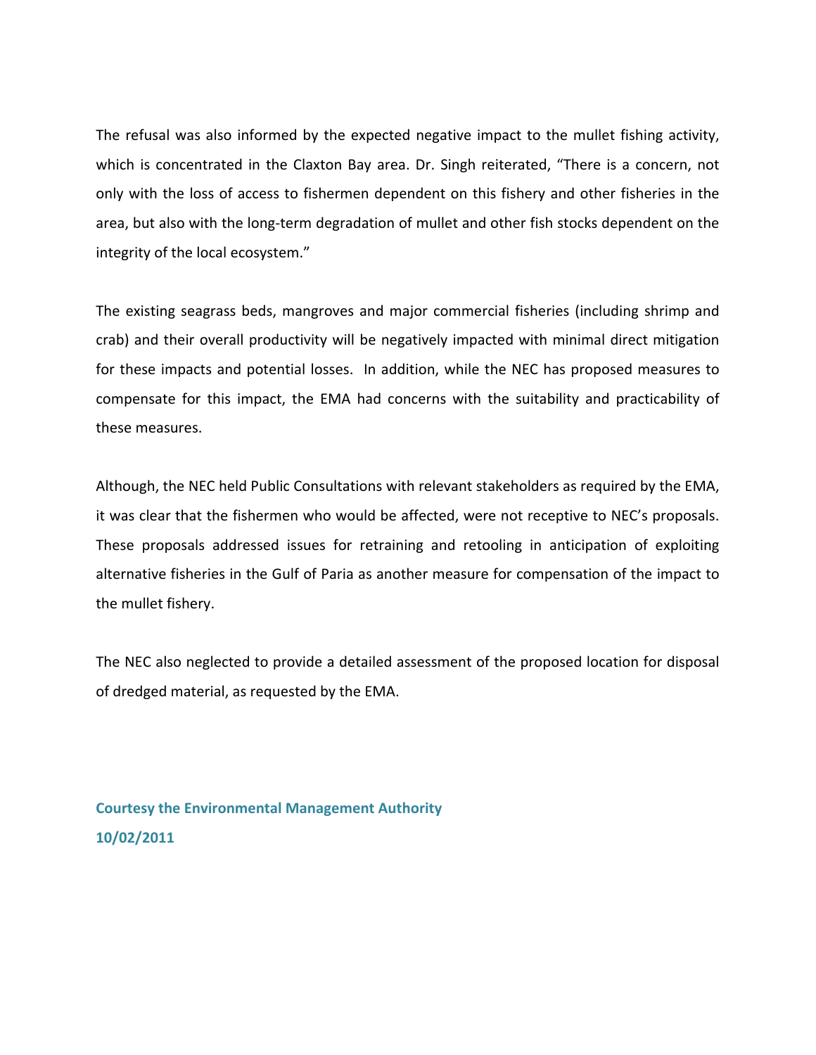The refusal was also informed by the expected negative impact to the mullet fishing activity, which is concentrated in the Claxton Bay area. Dr. Singh reiterated, "There is a concern, not only with the loss of access to fishermen dependent on this fishery and other fisheries in the area, but also with the long-term degradation of mullet and other fish stocks dependent on the integrity of the local ecosystem."

The existing seagrass beds, mangroves and major commercial fisheries (including shrimp and crab) and their overall productivity will be negatively impacted with minimal direct mitigation for these impacts and potential losses. In addition, while the NEC has proposed measures to compensate for this impact, the EMA had concerns with the suitability and practicability of these measures.

Although, the NEC held Public Consultations with relevant stakeholders as required by the EMA, it was clear that the fishermen who would be affected, were not receptive to NEC's proposals. These proposals addressed issues for retraining and retooling in anticipation of exploiting alternative fisheries in the Gulf of Paria as another measure for compensation of the impact to the mullet fishery.

The NEC also neglected to provide a detailed assessment of the proposed location for disposal of dredged material, as requested by the EMA.

**Courtesy the Environmental Management Authority**
**10/02/2011**